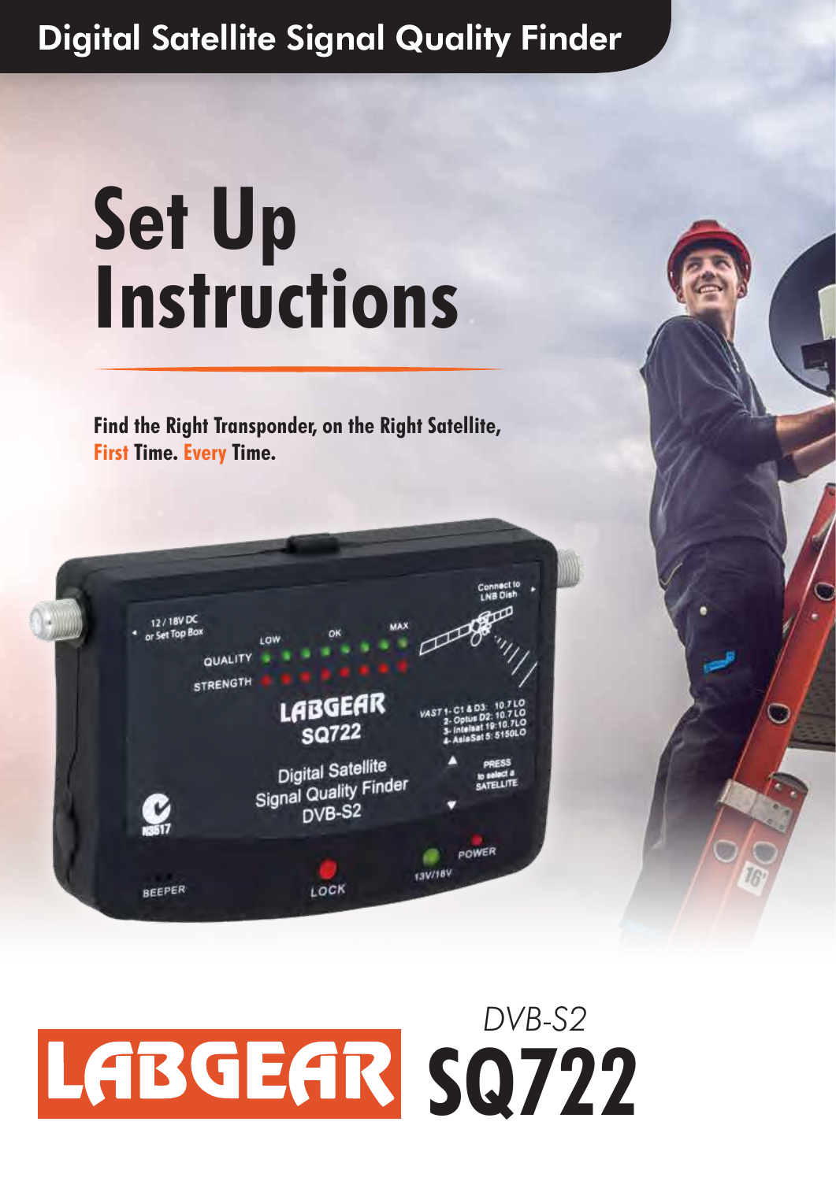Digital Satellite Signal Quality Finder

# Set Up Instructions

**Find the Right Transponder, on the Right Satellite, First Time. Every Time.**

LABGEAR

*DVB-S2*

# SQ722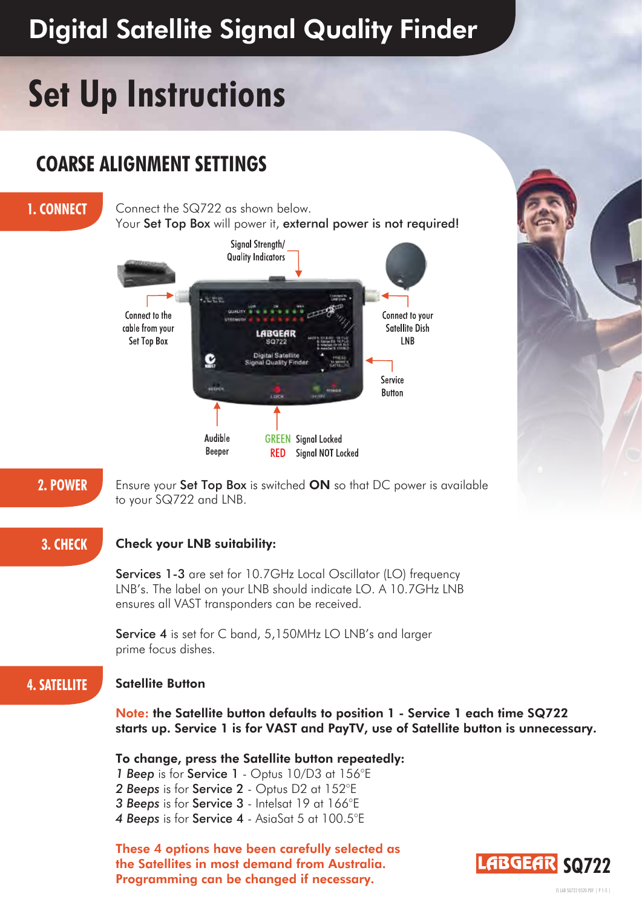# Digital Satellite Signal Quality Finder

# Set Up Instructions

## COARSE ALIGNMENT SETTINGS

### 1. CONNECT

Connect the SQ722 as shown below.
Your **Set Top Box** will power it, **external power is not required!**

Signal Strength/ Quality Indicators

Connect to the cable from your Set Top Box

Connect to your Satellite Dish LNB

Service Button

Audible Beeper

GREEN Signal Locked
RED Signal NOT Locked

### 2. POWER

Ensure your **Set Top Box** is switched **ON** so that DC power is available to your SQ722 and LNB.

### 3. CHECK

**Check your LNB suitability:**

**Services 1-3** are set for 10.7GHz Local Oscillator (LO) frequency LNB's. The label on your LNB should indicate LO. A 10.7GHz LNB ensures all VAST transponders can be received.

**Service 4** is set for C band, 5,150MHz LO LNB's and larger prime focus dishes.

### 4. SATELLITE

**Satellite Button**

**Note: the Satellite button defaults to position 1 - Service 1 each time SQ722 starts up. Service 1 is for VAST and PayTV, use of Satellite button is unnecessary.**

**To change, press the Satellite button repeatedly:**
*1 Beep* is for **Service 1** - Optus 10/D3 at 156°E
*2 Beeps* is for **Service 2** - Optus D2 at 152°E
*3 Beeps* is for **Service 3** - Intelsat 19 at 166°E
*4 Beeps* is for **Service 4** - AsiaSat 5 at 100.5°E

**These 4 options have been carefully selected as the Satellites in most demand from Australia. Programming can be changed if necessary.**

LABGEAR SQ722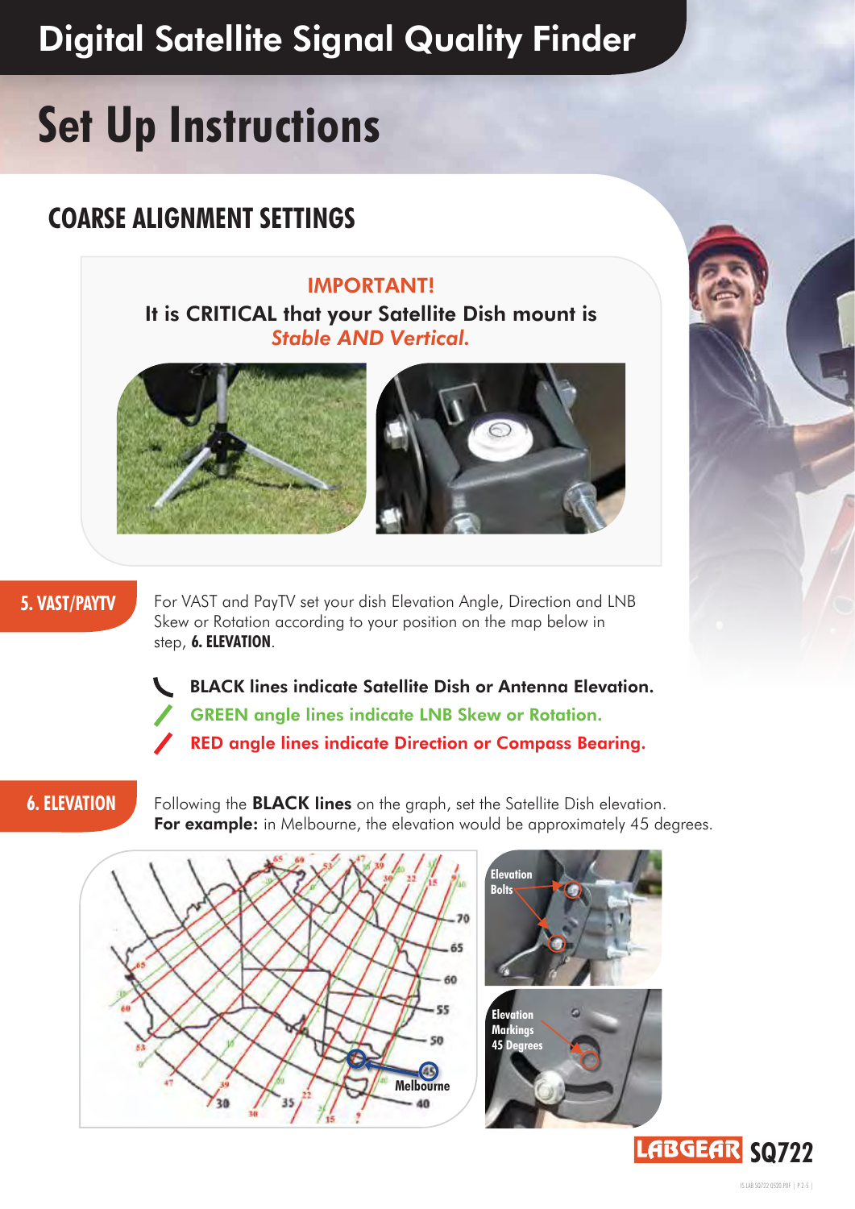# Digital Satellite Signal Quality Finder

# Set Up Instructions

## COARSE ALIGNMENT SETTINGS

**IMPORTANT!**

**It is CRITICAL that your Satellite Dish mount is *Stable AND Vertical.***

### 5. VAST/PAYTV

For VAST and PayTV set your dish Elevation Angle, Direction and LNB Skew or Rotation according to your position on the map below in step, **6. ELEVATION**.

- **BLACK lines indicate Satellite Dish or Antenna Elevation.**
- **GREEN angle lines indicate LNB Skew or Rotation.**
- **RED angle lines indicate Direction or Compass Bearing.**

### 6. ELEVATION

Following the **BLACK lines** on the graph, set the Satellite Dish elevation. **For example:** in Melbourne, the elevation would be approximately 45 degrees.

Melbourne

Elevation Bolts

Elevation Markings 45 Degrees

LABGEAR SQ722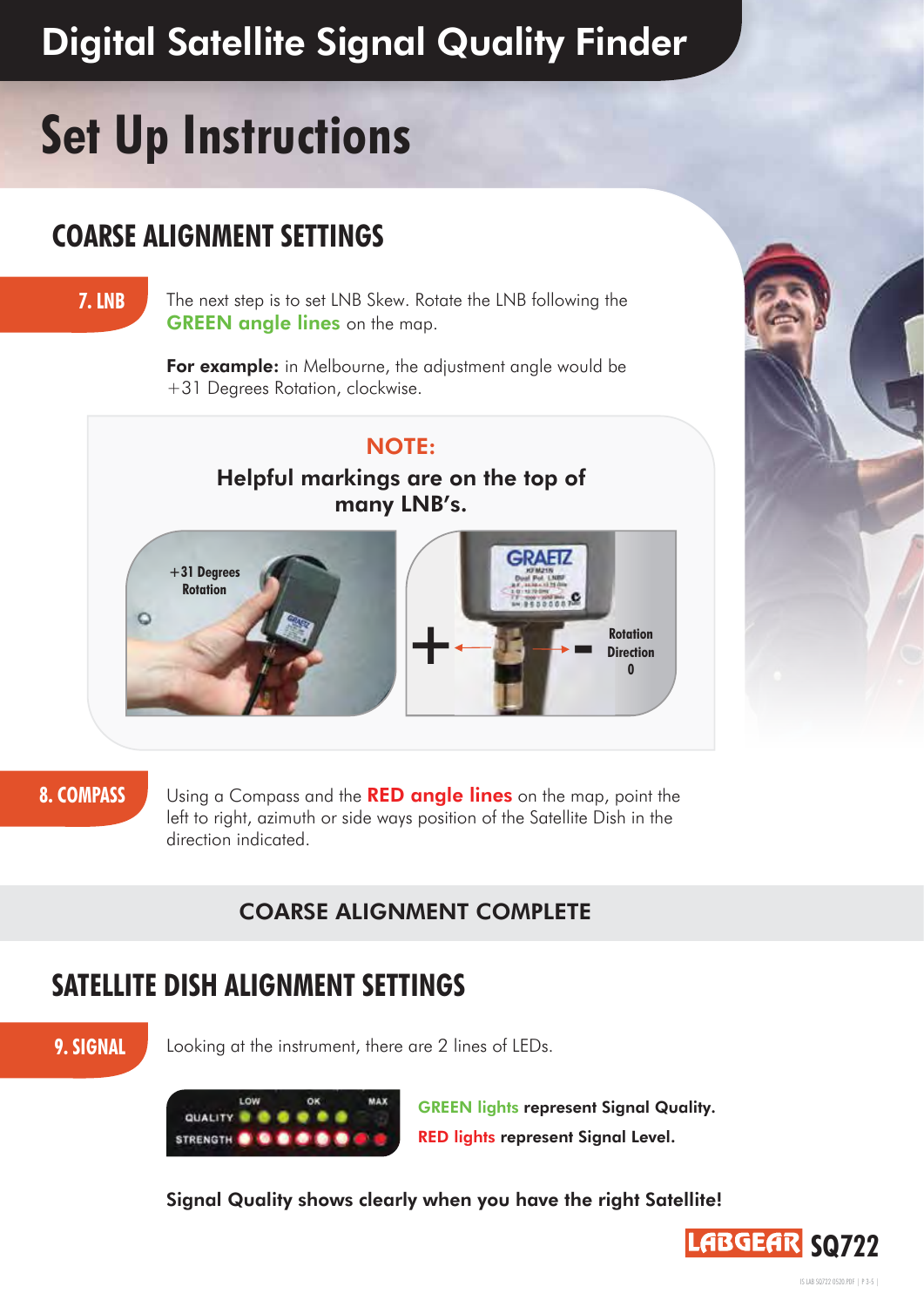# Digital Satellite Signal Quality Finder

# Set Up Instructions

## COARSE ALIGNMENT SETTINGS

**7. LNB**

The next step is to set LNB Skew. Rotate the LNB following the **GREEN angle lines** on the map.

**For example:** in Melbourne, the adjustment angle would be +31 Degrees Rotation, clockwise.

**NOTE:**

**Helpful markings are on the top of many LNB's.**

+31 Degrees Rotation

+ Rotation Direction 0 -

**8. COMPASS**

Using a Compass and the **RED angle lines** on the map, point the left to right, azimuth or side ways position of the Satellite Dish in the direction indicated.

### COARSE ALIGNMENT COMPLETE

## SATELLITE DISH ALIGNMENT SETTINGS

**9. SIGNAL**

Looking at the instrument, there are 2 lines of LEDs.

LOW OK MAX
QUALITY
STRENGTH

**GREEN lights represent Signal Quality.**

**RED lights represent Signal Level.**

**Signal Quality shows clearly when you have the right Satellite!**

LABGEAR SQ722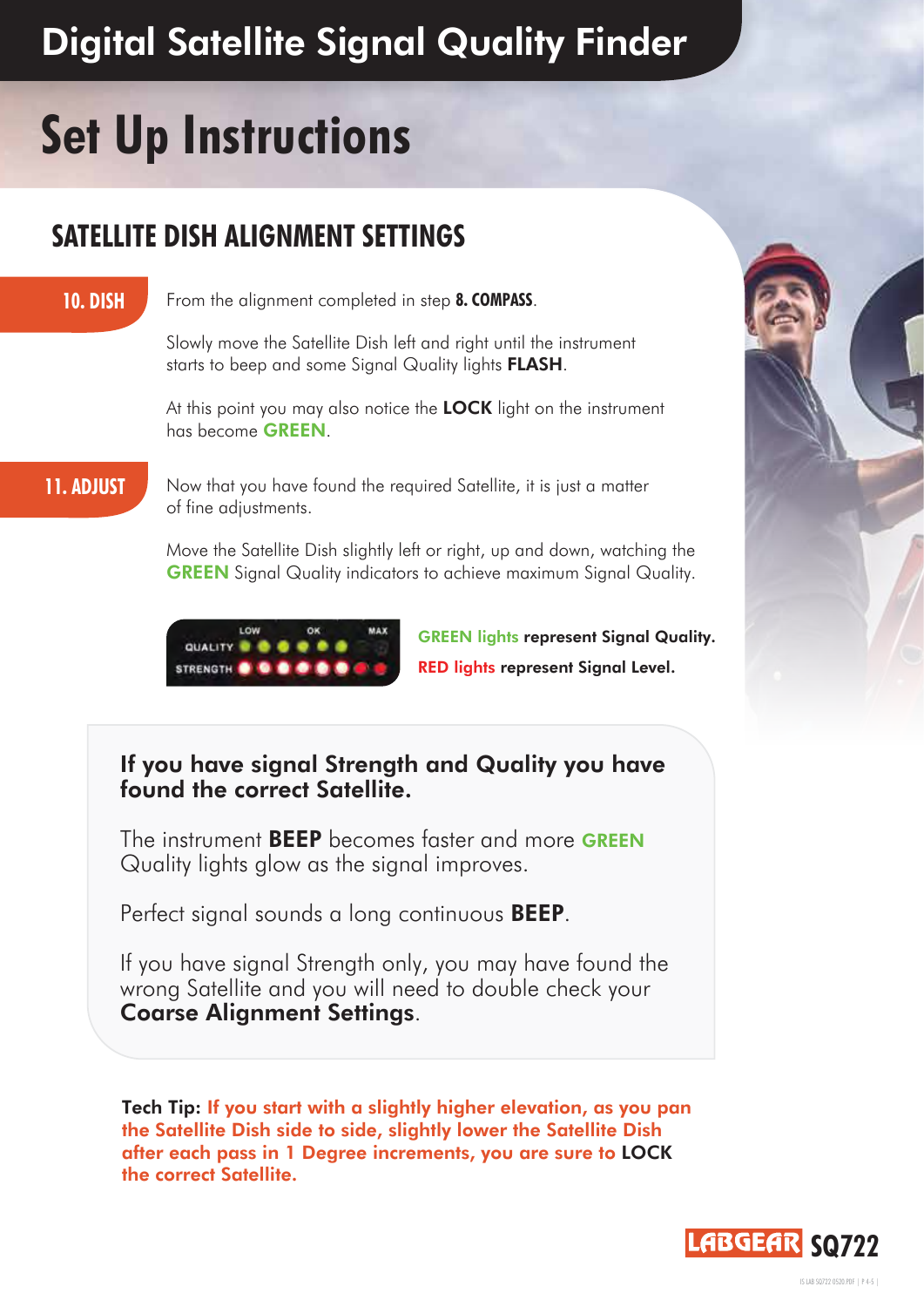# Digital Satellite Signal Quality Finder

# Set Up Instructions

## SATELLITE DISH ALIGNMENT SETTINGS

**10. DISH**

From the alignment completed in step **8. COMPASS**.

Slowly move the Satellite Dish left and right until the instrument starts to beep and some Signal Quality lights **FLASH**.

At this point you may also notice the **LOCK** light on the instrument has become **GREEN**.

**11. ADJUST**

Now that you have found the required Satellite, it is just a matter of fine adjustments.

Move the Satellite Dish slightly left or right, up and down, watching the **GREEN** Signal Quality indicators to achieve maximum Signal Quality.

LOW OK MAX
QUALITY
STRENGTH

**GREEN lights represent Signal Quality.**

**RED lights represent Signal Level.**

**If you have signal Strength and Quality you have found the correct Satellite.**

The instrument **BEEP** becomes faster and more **GREEN** Quality lights glow as the signal improves.

Perfect signal sounds a long continuous **BEEP**.

If you have signal Strength only, you may have found the wrong Satellite and you will need to double check your **Coarse Alignment Settings**.

**Tech Tip: If you start with a slightly higher elevation, as you pan the Satellite Dish side to side, slightly lower the Satellite Dish after each pass in 1 Degree increments, you are sure to LOCK the correct Satellite.**

LABGEAR SQ722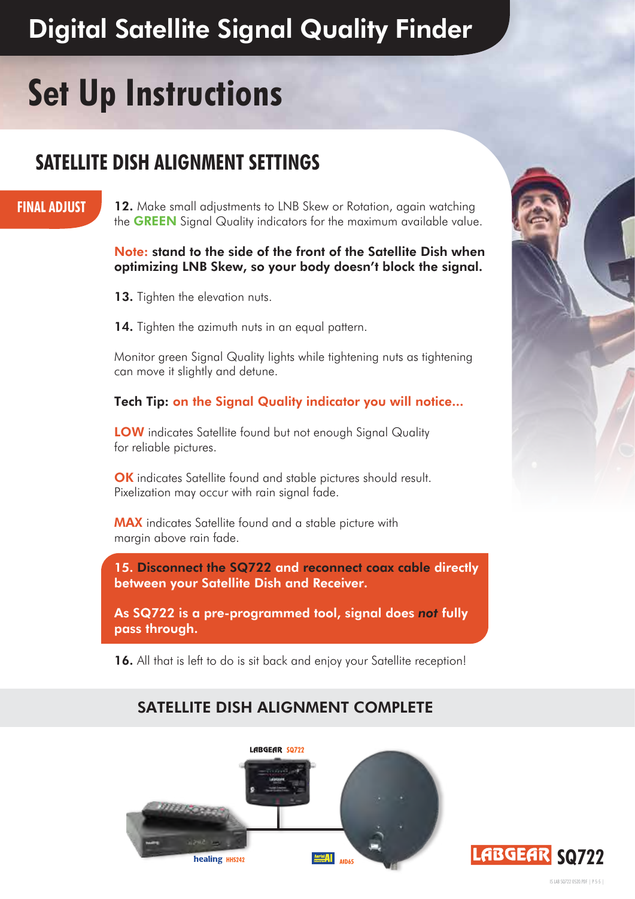# Digital Satellite Signal Quality Finder

# Set Up Instructions

## SATELLITE DISH ALIGNMENT SETTINGS

### FINAL ADJUST

**12.** Make small adjustments to LNB Skew or Rotation, again watching the **GREEN** Signal Quality indicators for the maximum available value.

**Note: stand to the side of the front of the Satellite Dish when optimizing LNB Skew, so your body doesn't block the signal.**

**13.** Tighten the elevation nuts.

**14.** Tighten the azimuth nuts in an equal pattern.

Monitor green Signal Quality lights while tightening nuts as tightening can move it slightly and detune.

**Tech Tip: on the Signal Quality indicator you will notice...**

**LOW** indicates Satellite found but not enough Signal Quality for reliable pictures.

**OK** indicates Satellite found and stable pictures should result. Pixelization may occur with rain signal fade.

**MAX** indicates Satellite found and a stable picture with margin above rain fade.

**15. Disconnect the SQ722 and reconnect coax cable directly between your Satellite Dish and Receiver.**

**As SQ722 is a pre-programmed tool, signal does *not* fully pass through.**

**16.** All that is left to do is sit back and enjoy your Satellite reception!

## SATELLITE DISH ALIGNMENT COMPLETE

LABGEAR SQ722

healing HHS242

AID65

LABGEAR SQ722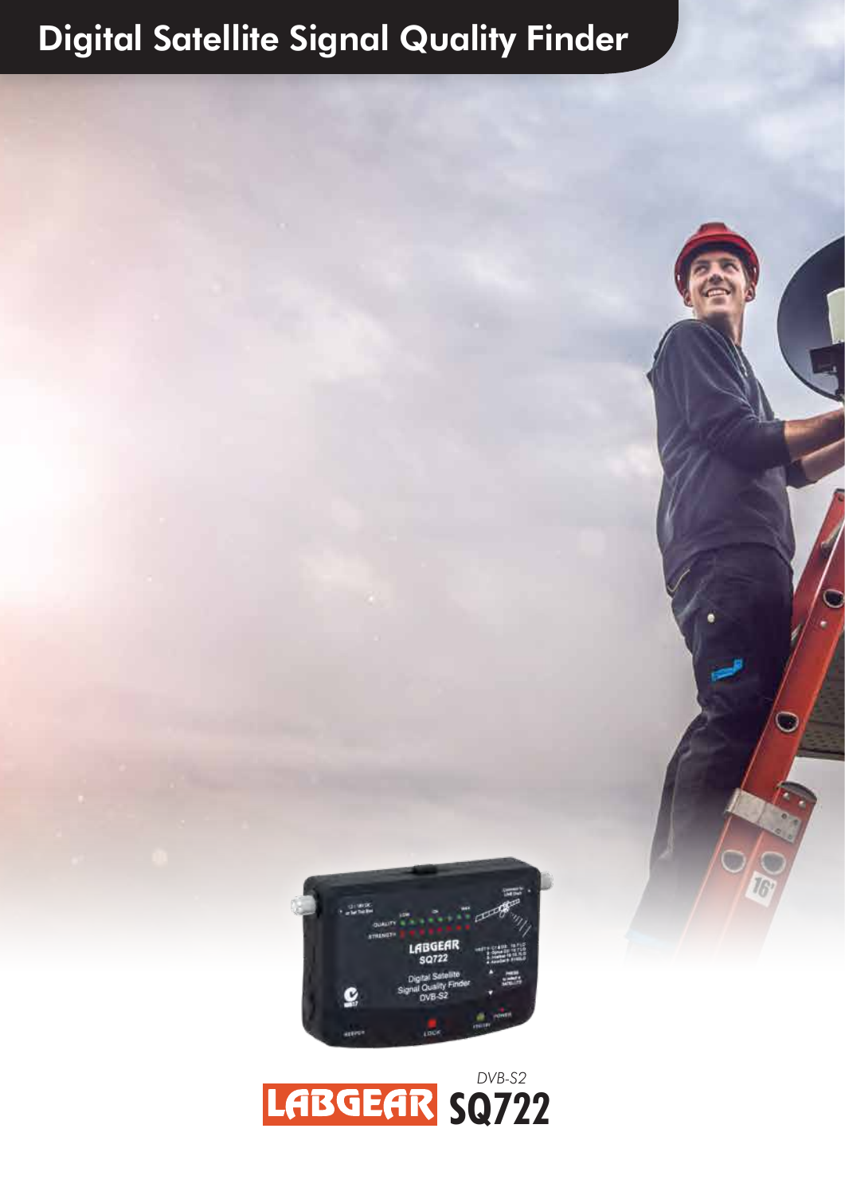# Digital Satellite Signal Quality Finder

*DVB-S2*

**LABGEAR SQ722**